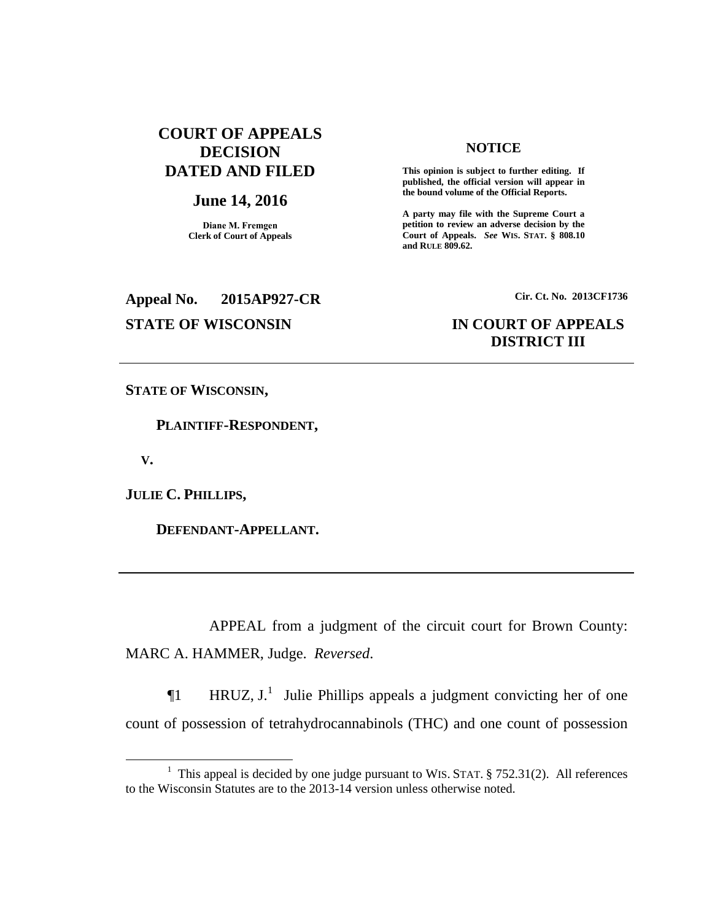**COURT OF APPEALS DECISION DATED AND FILED**

**June 14, 2016**

**Diane M. Fremgen**
**Clerk of Court of Appeals**

**NOTICE**

**This opinion is subject to further editing. If published, the official version will appear in the bound volume of the Official Reports.**

**A party may file with the Supreme Court a petition to review an adverse decision by the Court of Appeals.** ***See*** **WIS. STAT. § 808.10 and RULE 809.62.**

**Appeal No. 2015AP927-CR**

**Cir. Ct. No. 2013CF1736**

**STATE OF WISCONSIN**

**IN COURT OF APPEALS**
**DISTRICT III**

---

**STATE OF WISCONSIN,**

**PLAINTIFF-RESPONDENT,**

**V.**

**JULIE C. PHILLIPS,**

**DEFENDANT-APPELLANT.**

---

APPEAL from a judgment of the circuit court for Brown County: MARC A. HAMMER, Judge. *Reversed*.

¶1 HRUZ, J.[1] Julie Phillips appeals a judgment convicting her of one count of possession of tetrahydrocannabinols (THC) and one count of possession

---

[1] This appeal is decided by one judge pursuant to WIS. STAT. § 752.31(2). All references to the Wisconsin Statutes are to the 2013-14 version unless otherwise noted.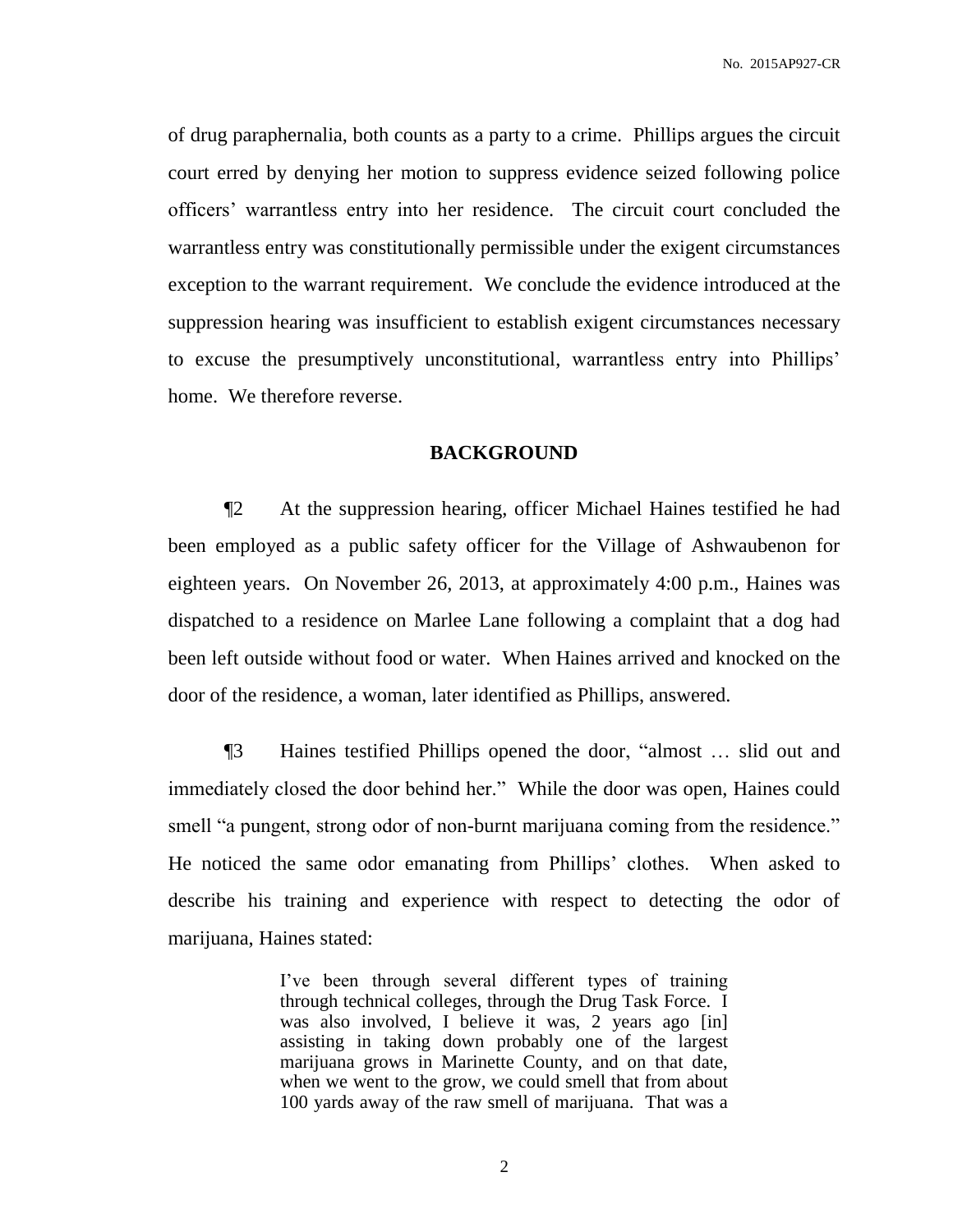of drug paraphernalia, both counts as a party to a crime. Phillips argues the circuit court erred by denying her motion to suppress evidence seized following police officers' warrantless entry into her residence. The circuit court concluded the warrantless entry was constitutionally permissible under the exigent circumstances exception to the warrant requirement. We conclude the evidence introduced at the suppression hearing was insufficient to establish exigent circumstances necessary to excuse the presumptively unconstitutional, warrantless entry into Phillips' home. We therefore reverse.

## BACKGROUND

¶2 At the suppression hearing, officer Michael Haines testified he had been employed as a public safety officer for the Village of Ashwaubenon for eighteen years. On November 26, 2013, at approximately 4:00 p.m., Haines was dispatched to a residence on Marlee Lane following a complaint that a dog had been left outside without food or water. When Haines arrived and knocked on the door of the residence, a woman, later identified as Phillips, answered.

¶3 Haines testified Phillips opened the door, "almost … slid out and immediately closed the door behind her." While the door was open, Haines could smell "a pungent, strong odor of non-burnt marijuana coming from the residence." He noticed the same odor emanating from Phillips' clothes. When asked to describe his training and experience with respect to detecting the odor of marijuana, Haines stated:

> I've been through several different types of training through technical colleges, through the Drug Task Force. I was also involved, I believe it was, 2 years ago [in] assisting in taking down probably one of the largest marijuana grows in Marinette County, and on that date, when we went to the grow, we could smell that from about 100 yards away of the raw smell of marijuana. That was a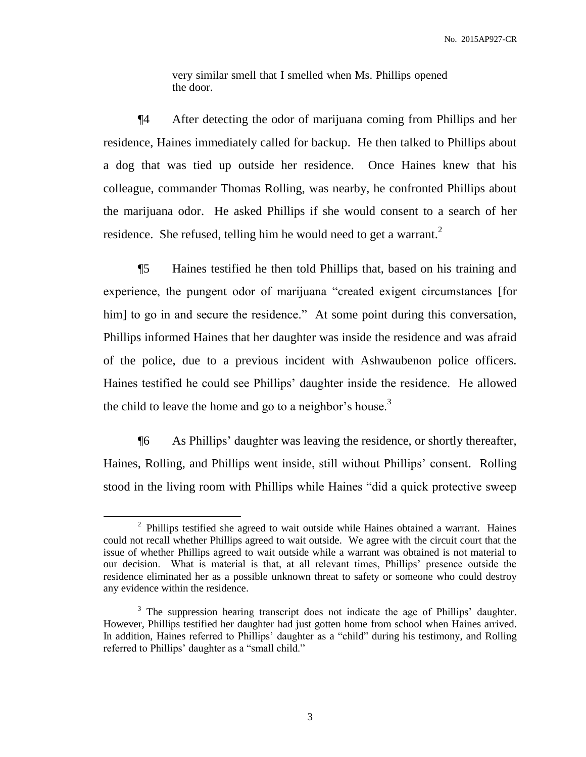very similar smell that I smelled when Ms. Phillips opened the door.

¶4 After detecting the odor of marijuana coming from Phillips and her residence, Haines immediately called for backup. He then talked to Phillips about a dog that was tied up outside her residence. Once Haines knew that his colleague, commander Thomas Rolling, was nearby, he confronted Phillips about the marijuana odor. He asked Phillips if she would consent to a search of her residence. She refused, telling him he would need to get a warrant.[2]

¶5 Haines testified he then told Phillips that, based on his training and experience, the pungent odor of marijuana "created exigent circumstances [for him] to go in and secure the residence." At some point during this conversation, Phillips informed Haines that her daughter was inside the residence and was afraid of the police, due to a previous incident with Ashwaubenon police officers. Haines testified he could see Phillips' daughter inside the residence. He allowed the child to leave the home and go to a neighbor's house.[3]

¶6 As Phillips' daughter was leaving the residence, or shortly thereafter, Haines, Rolling, and Phillips went inside, still without Phillips' consent. Rolling stood in the living room with Phillips while Haines "did a quick protective sweep

---

[2] Phillips testified she agreed to wait outside while Haines obtained a warrant. Haines could not recall whether Phillips agreed to wait outside. We agree with the circuit court that the issue of whether Phillips agreed to wait outside while a warrant was obtained is not material to our decision. What is material is that, at all relevant times, Phillips' presence outside the residence eliminated her as a possible unknown threat to safety or someone who could destroy any evidence within the residence.

[3] The suppression hearing transcript does not indicate the age of Phillips' daughter. However, Phillips testified her daughter had just gotten home from school when Haines arrived. In addition, Haines referred to Phillips' daughter as a "child" during his testimony, and Rolling referred to Phillips' daughter as a "small child."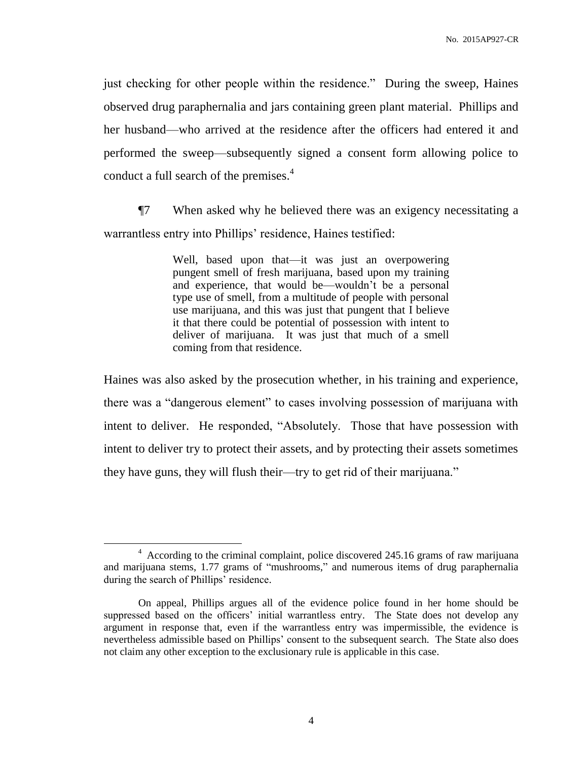just checking for other people within the residence." During the sweep, Haines observed drug paraphernalia and jars containing green plant material. Phillips and her husband—who arrived at the residence after the officers had entered it and performed the sweep—subsequently signed a consent form allowing police to conduct a full search of the premises.[4]

¶7 When asked why he believed there was an exigency necessitating a warrantless entry into Phillips' residence, Haines testified:

> Well, based upon that—it was just an overpowering pungent smell of fresh marijuana, based upon my training and experience, that would be—wouldn't be a personal type use of smell, from a multitude of people with personal use marijuana, and this was just that pungent that I believe it that there could be potential of possession with intent to deliver of marijuana. It was just that much of a smell coming from that residence.

Haines was also asked by the prosecution whether, in his training and experience, there was a "dangerous element" to cases involving possession of marijuana with intent to deliver. He responded, "Absolutely. Those that have possession with intent to deliver try to protect their assets, and by protecting their assets sometimes they have guns, they will flush their—try to get rid of their marijuana."

---

[4] According to the criminal complaint, police discovered 245.16 grams of raw marijuana and marijuana stems, 1.77 grams of "mushrooms," and numerous items of drug paraphernalia during the search of Phillips' residence.

On appeal, Phillips argues all of the evidence police found in her home should be suppressed based on the officers' initial warrantless entry. The State does not develop any argument in response that, even if the warrantless entry was impermissible, the evidence is nevertheless admissible based on Phillips' consent to the subsequent search. The State also does not claim any other exception to the exclusionary rule is applicable in this case.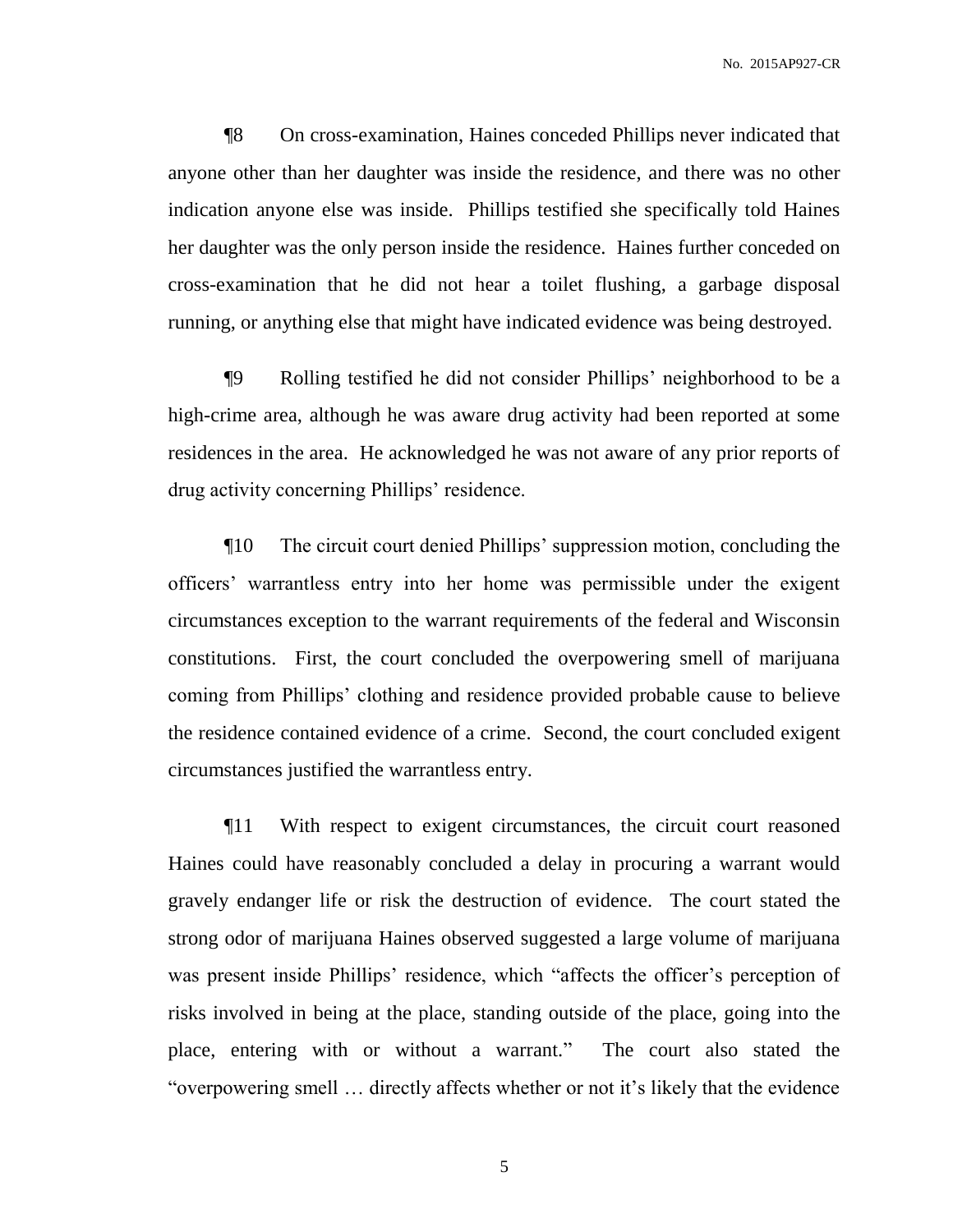¶8 On cross-examination, Haines conceded Phillips never indicated that anyone other than her daughter was inside the residence, and there was no other indication anyone else was inside. Phillips testified she specifically told Haines her daughter was the only person inside the residence. Haines further conceded on cross-examination that he did not hear a toilet flushing, a garbage disposal running, or anything else that might have indicated evidence was being destroyed.

¶9 Rolling testified he did not consider Phillips' neighborhood to be a high-crime area, although he was aware drug activity had been reported at some residences in the area. He acknowledged he was not aware of any prior reports of drug activity concerning Phillips' residence.

¶10 The circuit court denied Phillips' suppression motion, concluding the officers' warrantless entry into her home was permissible under the exigent circumstances exception to the warrant requirements of the federal and Wisconsin constitutions. First, the court concluded the overpowering smell of marijuana coming from Phillips' clothing and residence provided probable cause to believe the residence contained evidence of a crime. Second, the court concluded exigent circumstances justified the warrantless entry.

¶11 With respect to exigent circumstances, the circuit court reasoned Haines could have reasonably concluded a delay in procuring a warrant would gravely endanger life or risk the destruction of evidence. The court stated the strong odor of marijuana Haines observed suggested a large volume of marijuana was present inside Phillips' residence, which "affects the officer's perception of risks involved in being at the place, standing outside of the place, going into the place, entering with or without a warrant." The court also stated the "overpowering smell … directly affects whether or not it's likely that the evidence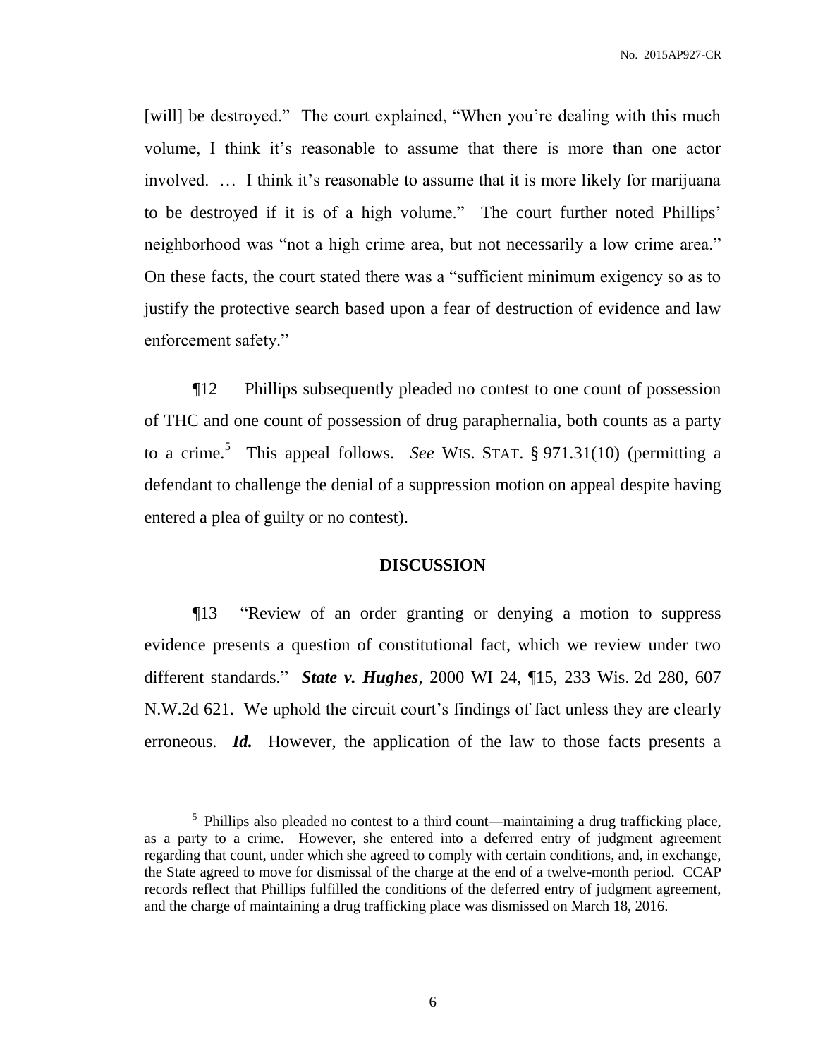[will] be destroyed." The court explained, "When you're dealing with this much volume, I think it's reasonable to assume that there is more than one actor involved. … I think it's reasonable to assume that it is more likely for marijuana to be destroyed if it is of a high volume." The court further noted Phillips' neighborhood was "not a high crime area, but not necessarily a low crime area." On these facts, the court stated there was a "sufficient minimum exigency so as to justify the protective search based upon a fear of destruction of evidence and law enforcement safety."

¶12 Phillips subsequently pleaded no contest to one count of possession of THC and one count of possession of drug paraphernalia, both counts as a party to a crime.[5] This appeal follows. *See* WIS. STAT. § 971.31(10) (permitting a defendant to challenge the denial of a suppression motion on appeal despite having entered a plea of guilty or no contest).

## DISCUSSION

¶13 "Review of an order granting or denying a motion to suppress evidence presents a question of constitutional fact, which we review under two different standards." ***State v. Hughes***, 2000 WI 24, ¶15, 233 Wis. 2d 280, 607 N.W.2d 621. We uphold the circuit court's findings of fact unless they are clearly erroneous. ***Id.*** However, the application of the law to those facts presents a

[5] Phillips also pleaded no contest to a third count—maintaining a drug trafficking place, as a party to a crime. However, she entered into a deferred entry of judgment agreement regarding that count, under which she agreed to comply with certain conditions, and, in exchange, the State agreed to move for dismissal of the charge at the end of a twelve-month period. CCAP records reflect that Phillips fulfilled the conditions of the deferred entry of judgment agreement, and the charge of maintaining a drug trafficking place was dismissed on March 18, 2016.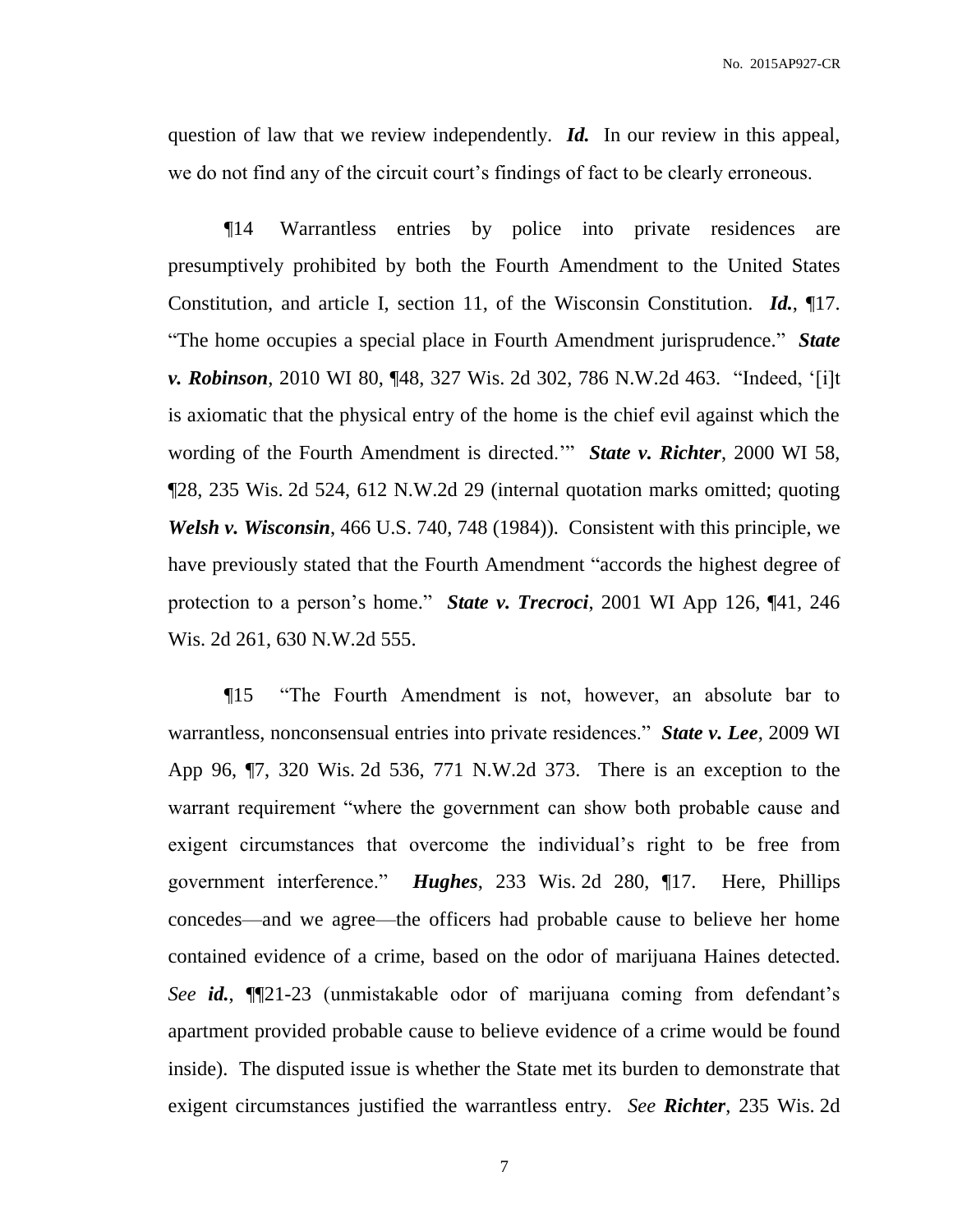question of law that we review independently. ***Id.*** In our review in this appeal, we do not find any of the circuit court's findings of fact to be clearly erroneous.

¶14 Warrantless entries by police into private residences are presumptively prohibited by both the Fourth Amendment to the United States Constitution, and article I, section 11, of the Wisconsin Constitution. ***Id.***, ¶17. "The home occupies a special place in Fourth Amendment jurisprudence." ***State v. Robinson***, 2010 WI 80, ¶48, 327 Wis. 2d 302, 786 N.W.2d 463. "Indeed, '[i]t is axiomatic that the physical entry of the home is the chief evil against which the wording of the Fourth Amendment is directed.'" ***State v. Richter***, 2000 WI 58, ¶28, 235 Wis. 2d 524, 612 N.W.2d 29 (internal quotation marks omitted; quoting ***Welsh v. Wisconsin***, 466 U.S. 740, 748 (1984)). Consistent with this principle, we have previously stated that the Fourth Amendment "accords the highest degree of protection to a person's home." ***State v. Trecroci***, 2001 WI App 126, ¶41, 246 Wis. 2d 261, 630 N.W.2d 555.

¶15 "The Fourth Amendment is not, however, an absolute bar to warrantless, nonconsensual entries into private residences." ***State v. Lee***, 2009 WI App 96, ¶7, 320 Wis. 2d 536, 771 N.W.2d 373. There is an exception to the warrant requirement "where the government can show both probable cause and exigent circumstances that overcome the individual's right to be free from government interference." ***Hughes***, 233 Wis. 2d 280, ¶17. Here, Phillips concedes—and we agree—the officers had probable cause to believe her home contained evidence of a crime, based on the odor of marijuana Haines detected. *See* ***id.***, ¶¶21-23 (unmistakable odor of marijuana coming from defendant's apartment provided probable cause to believe evidence of a crime would be found inside). The disputed issue is whether the State met its burden to demonstrate that exigent circumstances justified the warrantless entry. *See* ***Richter***, 235 Wis. 2d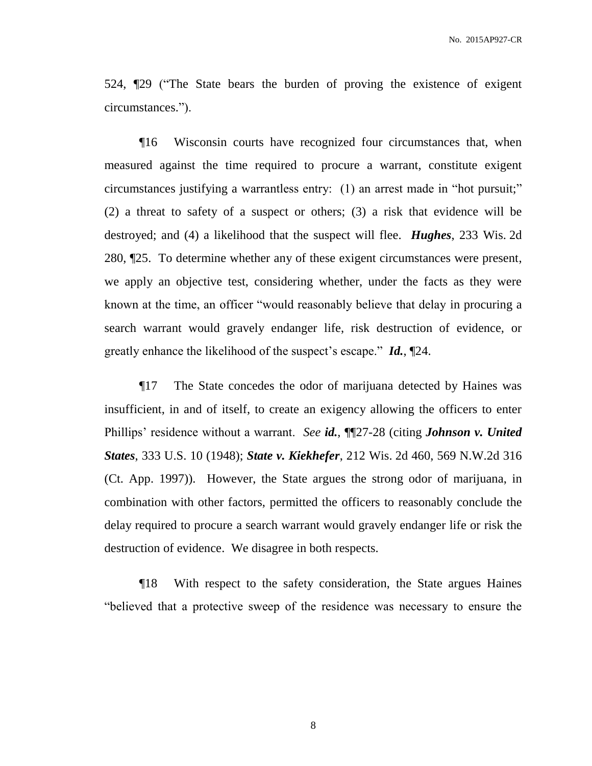524, ¶29 ("The State bears the burden of proving the existence of exigent circumstances.").

¶16 Wisconsin courts have recognized four circumstances that, when measured against the time required to procure a warrant, constitute exigent circumstances justifying a warrantless entry: (1) an arrest made in "hot pursuit;" (2) a threat to safety of a suspect or others; (3) a risk that evidence will be destroyed; and (4) a likelihood that the suspect will flee. ***Hughes***, 233 Wis. 2d 280, ¶25. To determine whether any of these exigent circumstances were present, we apply an objective test, considering whether, under the facts as they were known at the time, an officer "would reasonably believe that delay in procuring a search warrant would gravely endanger life, risk destruction of evidence, or greatly enhance the likelihood of the suspect's escape." ***Id.***, ¶24.

¶17 The State concedes the odor of marijuana detected by Haines was insufficient, in and of itself, to create an exigency allowing the officers to enter Phillips' residence without a warrant. *See* ***id.***, ¶¶27-28 (citing ***Johnson v. United States***, 333 U.S. 10 (1948); ***State v. Kiekhefer***, 212 Wis. 2d 460, 569 N.W.2d 316 (Ct. App. 1997)). However, the State argues the strong odor of marijuana, in combination with other factors, permitted the officers to reasonably conclude the delay required to procure a search warrant would gravely endanger life or risk the destruction of evidence. We disagree in both respects.

¶18 With respect to the safety consideration, the State argues Haines "believed that a protective sweep of the residence was necessary to ensure the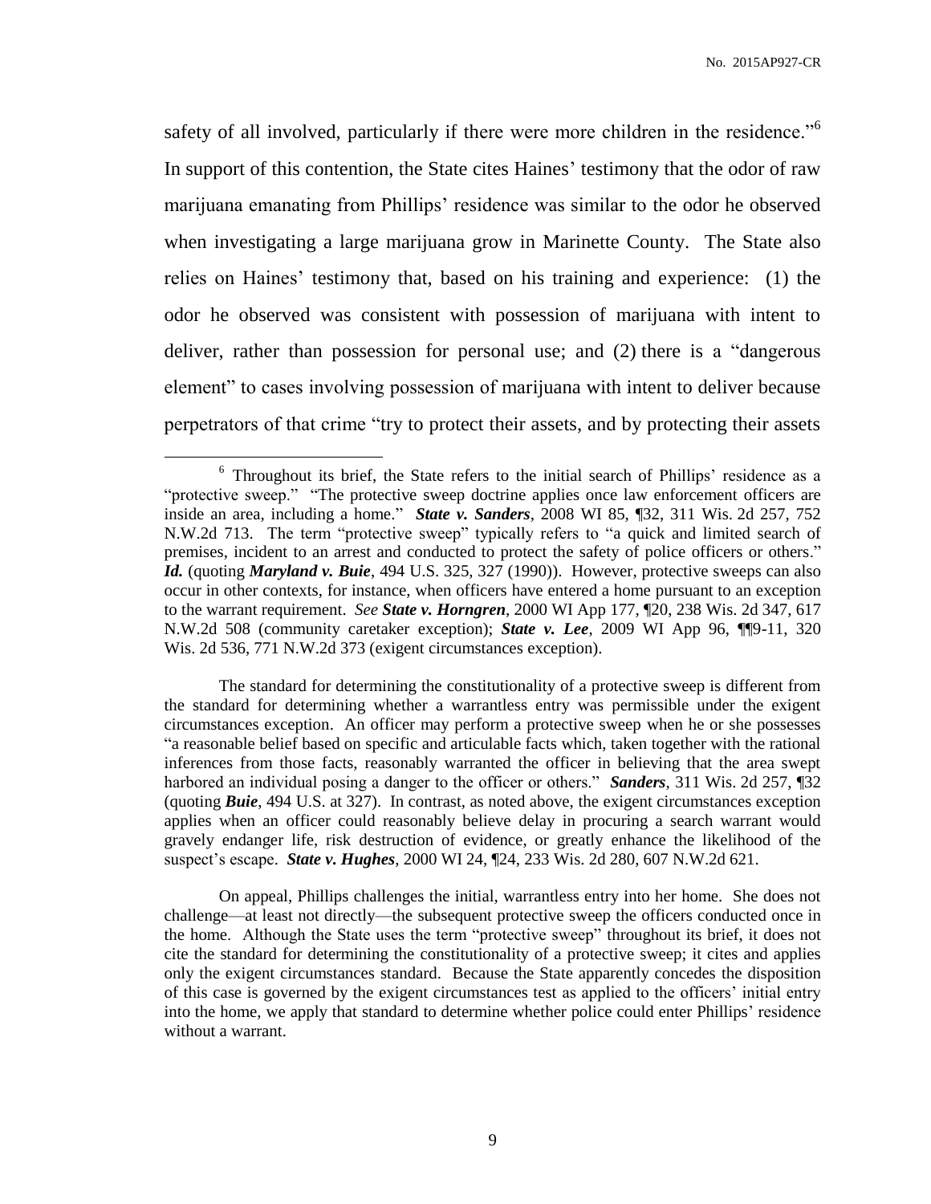safety of all involved, particularly if there were more children in the residence."[6] In support of this contention, the State cites Haines' testimony that the odor of raw marijuana emanating from Phillips' residence was similar to the odor he observed when investigating a large marijuana grow in Marinette County. The State also relies on Haines' testimony that, based on his training and experience: (1) the odor he observed was consistent with possession of marijuana with intent to deliver, rather than possession for personal use; and (2) there is a "dangerous element" to cases involving possession of marijuana with intent to deliver because perpetrators of that crime "try to protect their assets, and by protecting their assets

---

[6] Throughout its brief, the State refers to the initial search of Phillips' residence as a "protective sweep." "The protective sweep doctrine applies once law enforcement officers are inside an area, including a home." ***State v. Sanders***, 2008 WI 85, ¶32, 311 Wis. 2d 257, 752 N.W.2d 713. The term "protective sweep" typically refers to "a quick and limited search of premises, incident to an arrest and conducted to protect the safety of police officers or others." ***Id.*** (quoting ***Maryland v. Buie***, 494 U.S. 325, 327 (1990)). However, protective sweeps can also occur in other contexts, for instance, when officers have entered a home pursuant to an exception to the warrant requirement. *See* ***State v. Horngren***, 2000 WI App 177, ¶20, 238 Wis. 2d 347, 617 N.W.2d 508 (community caretaker exception); ***State v. Lee***, 2009 WI App 96, ¶¶9-11, 320 Wis. 2d 536, 771 N.W.2d 373 (exigent circumstances exception).

The standard for determining the constitutionality of a protective sweep is different from the standard for determining whether a warrantless entry was permissible under the exigent circumstances exception. An officer may perform a protective sweep when he or she possesses "a reasonable belief based on specific and articulable facts which, taken together with the rational inferences from those facts, reasonably warranted the officer in believing that the area swept harbored an individual posing a danger to the officer or others." ***Sanders***, 311 Wis. 2d 257, ¶32 (quoting ***Buie***, 494 U.S. at 327). In contrast, as noted above, the exigent circumstances exception applies when an officer could reasonably believe delay in procuring a search warrant would gravely endanger life, risk destruction of evidence, or greatly enhance the likelihood of the suspect's escape. ***State v. Hughes***, 2000 WI 24, ¶24, 233 Wis. 2d 280, 607 N.W.2d 621.

On appeal, Phillips challenges the initial, warrantless entry into her home. She does not challenge—at least not directly—the subsequent protective sweep the officers conducted once in the home. Although the State uses the term "protective sweep" throughout its brief, it does not cite the standard for determining the constitutionality of a protective sweep; it cites and applies only the exigent circumstances standard. Because the State apparently concedes the disposition of this case is governed by the exigent circumstances test as applied to the officers' initial entry into the home, we apply that standard to determine whether police could enter Phillips' residence without a warrant.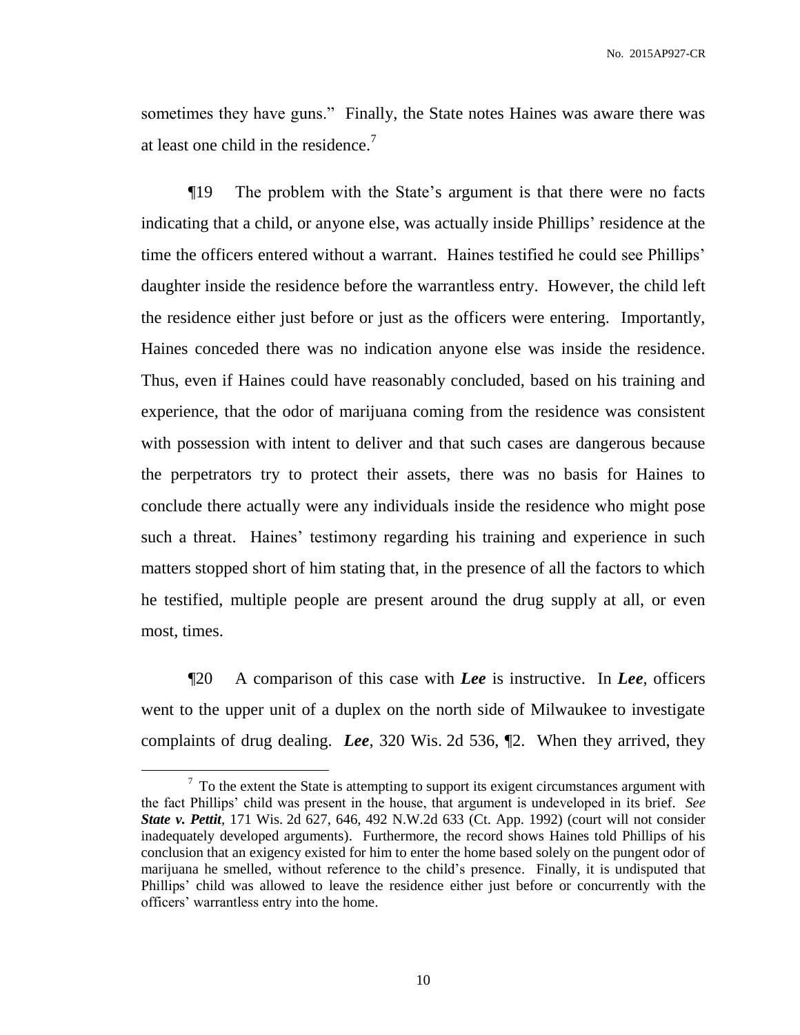sometimes they have guns." Finally, the State notes Haines was aware there was at least one child in the residence.[7]

¶19 The problem with the State's argument is that there were no facts indicating that a child, or anyone else, was actually inside Phillips' residence at the time the officers entered without a warrant. Haines testified he could see Phillips' daughter inside the residence before the warrantless entry. However, the child left the residence either just before or just as the officers were entering. Importantly, Haines conceded there was no indication anyone else was inside the residence. Thus, even if Haines could have reasonably concluded, based on his training and experience, that the odor of marijuana coming from the residence was consistent with possession with intent to deliver and that such cases are dangerous because the perpetrators try to protect their assets, there was no basis for Haines to conclude there actually were any individuals inside the residence who might pose such a threat. Haines' testimony regarding his training and experience in such matters stopped short of him stating that, in the presence of all the factors to which he testified, multiple people are present around the drug supply at all, or even most, times.

¶20 A comparison of this case with ***Lee*** is instructive. In ***Lee***, officers went to the upper unit of a duplex on the north side of Milwaukee to investigate complaints of drug dealing. ***Lee***, 320 Wis. 2d 536, ¶2. When they arrived, they

---

[7] To the extent the State is attempting to support its exigent circumstances argument with the fact Phillips' child was present in the house, that argument is undeveloped in its brief. *See* ***State v. Pettit***, 171 Wis. 2d 627, 646, 492 N.W.2d 633 (Ct. App. 1992) (court will not consider inadequately developed arguments). Furthermore, the record shows Haines told Phillips of his conclusion that an exigency existed for him to enter the home based solely on the pungent odor of marijuana he smelled, without reference to the child's presence. Finally, it is undisputed that Phillips' child was allowed to leave the residence either just before or concurrently with the officers' warrantless entry into the home.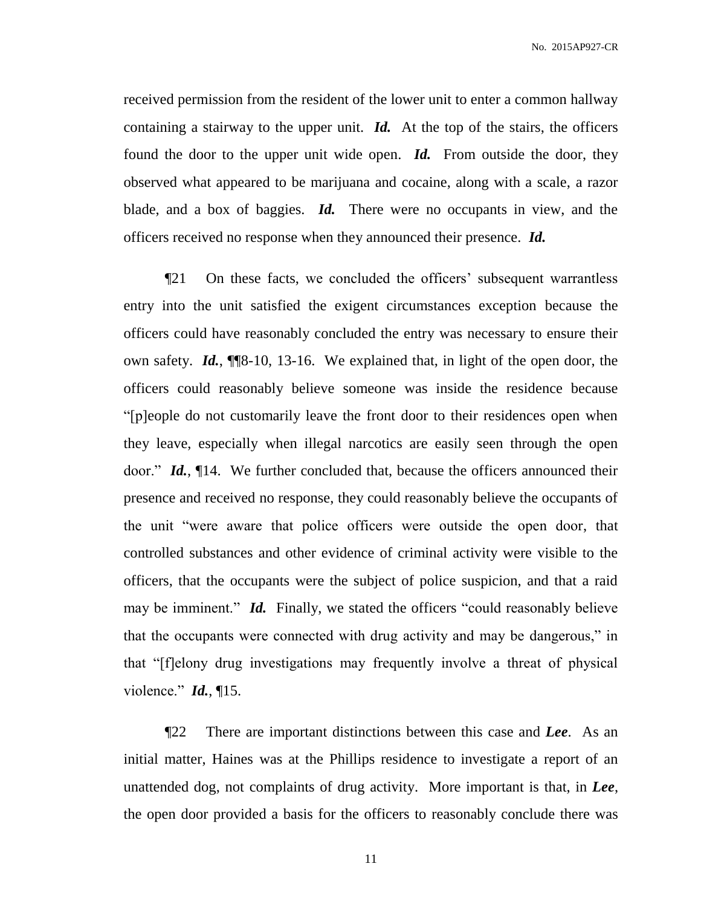received permission from the resident of the lower unit to enter a common hallway containing a stairway to the upper unit. ***Id.*** At the top of the stairs, the officers found the door to the upper unit wide open. ***Id.*** From outside the door, they observed what appeared to be marijuana and cocaine, along with a scale, a razor blade, and a box of baggies. ***Id.*** There were no occupants in view, and the officers received no response when they announced their presence. ***Id.***

¶21 On these facts, we concluded the officers' subsequent warrantless entry into the unit satisfied the exigent circumstances exception because the officers could have reasonably concluded the entry was necessary to ensure their own safety. ***Id.***, ¶¶8-10, 13-16. We explained that, in light of the open door, the officers could reasonably believe someone was inside the residence because "[p]eople do not customarily leave the front door to their residences open when they leave, especially when illegal narcotics are easily seen through the open door." ***Id.***, ¶14. We further concluded that, because the officers announced their presence and received no response, they could reasonably believe the occupants of the unit "were aware that police officers were outside the open door, that controlled substances and other evidence of criminal activity were visible to the officers, that the occupants were the subject of police suspicion, and that a raid may be imminent." ***Id.*** Finally, we stated the officers "could reasonably believe that the occupants were connected with drug activity and may be dangerous," in that "[f]elony drug investigations may frequently involve a threat of physical violence." ***Id.***, ¶15.

¶22 There are important distinctions between this case and ***Lee***. As an initial matter, Haines was at the Phillips residence to investigate a report of an unattended dog, not complaints of drug activity. More important is that, in ***Lee***, the open door provided a basis for the officers to reasonably conclude there was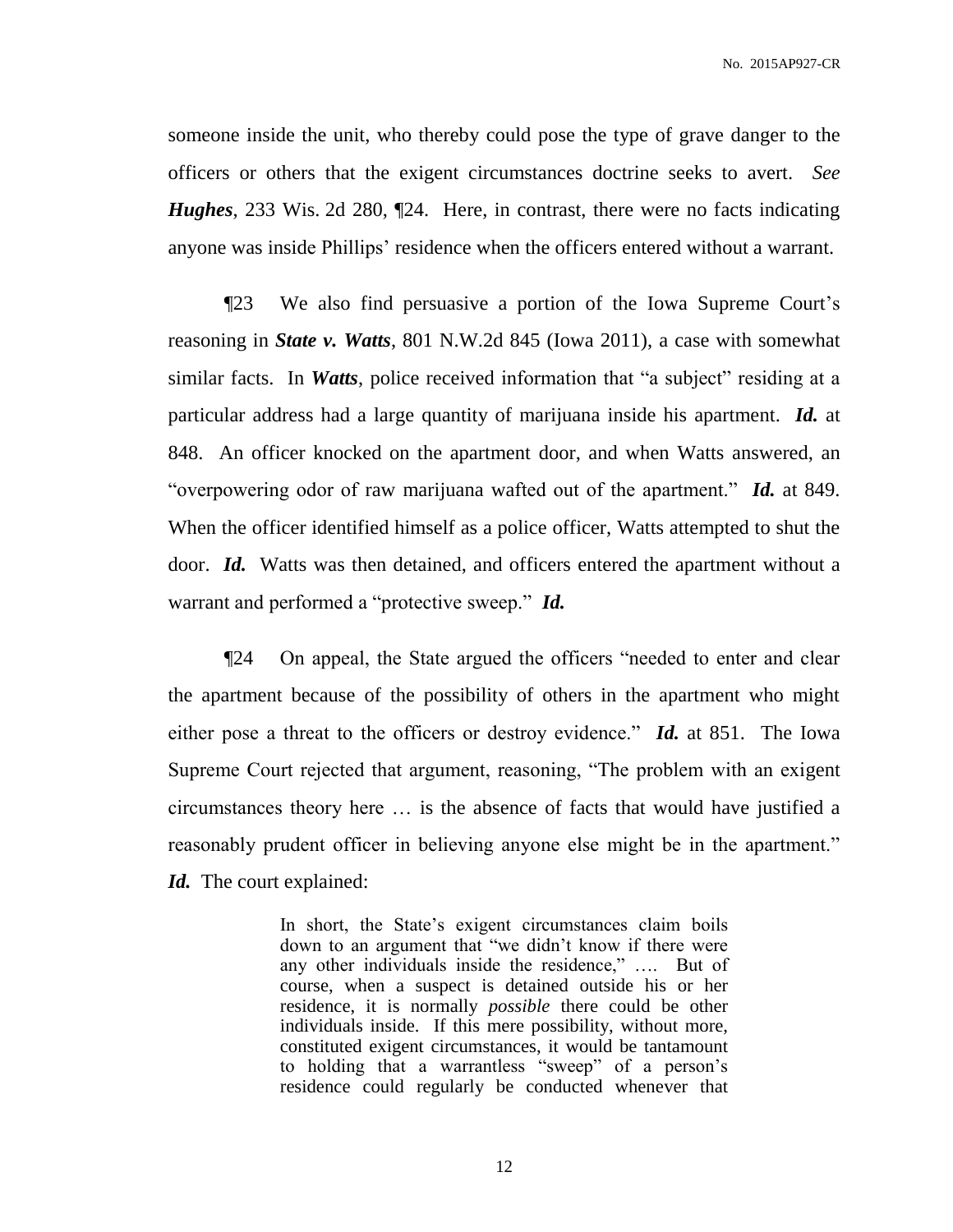someone inside the unit, who thereby could pose the type of grave danger to the officers or others that the exigent circumstances doctrine seeks to avert. *See* ***Hughes***, 233 Wis. 2d 280, ¶24. Here, in contrast, there were no facts indicating anyone was inside Phillips' residence when the officers entered without a warrant.

¶23 We also find persuasive a portion of the Iowa Supreme Court's reasoning in ***State v. Watts***, 801 N.W.2d 845 (Iowa 2011), a case with somewhat similar facts. In ***Watts***, police received information that "a subject" residing at a particular address had a large quantity of marijuana inside his apartment. ***Id.*** at 848. An officer knocked on the apartment door, and when Watts answered, an "overpowering odor of raw marijuana wafted out of the apartment." ***Id.*** at 849. When the officer identified himself as a police officer, Watts attempted to shut the door. ***Id.*** Watts was then detained, and officers entered the apartment without a warrant and performed a "protective sweep." ***Id.***

¶24 On appeal, the State argued the officers "needed to enter and clear the apartment because of the possibility of others in the apartment who might either pose a threat to the officers or destroy evidence." ***Id.*** at 851. The Iowa Supreme Court rejected that argument, reasoning, "The problem with an exigent circumstances theory here … is the absence of facts that would have justified a reasonably prudent officer in believing anyone else might be in the apartment." ***Id.*** The court explained:

> In short, the State's exigent circumstances claim boils down to an argument that "we didn't know if there were any other individuals inside the residence," …. But of course, when a suspect is detained outside his or her residence, it is normally *possible* there could be other individuals inside. If this mere possibility, without more, constituted exigent circumstances, it would be tantamount to holding that a warrantless "sweep" of a person's residence could regularly be conducted whenever that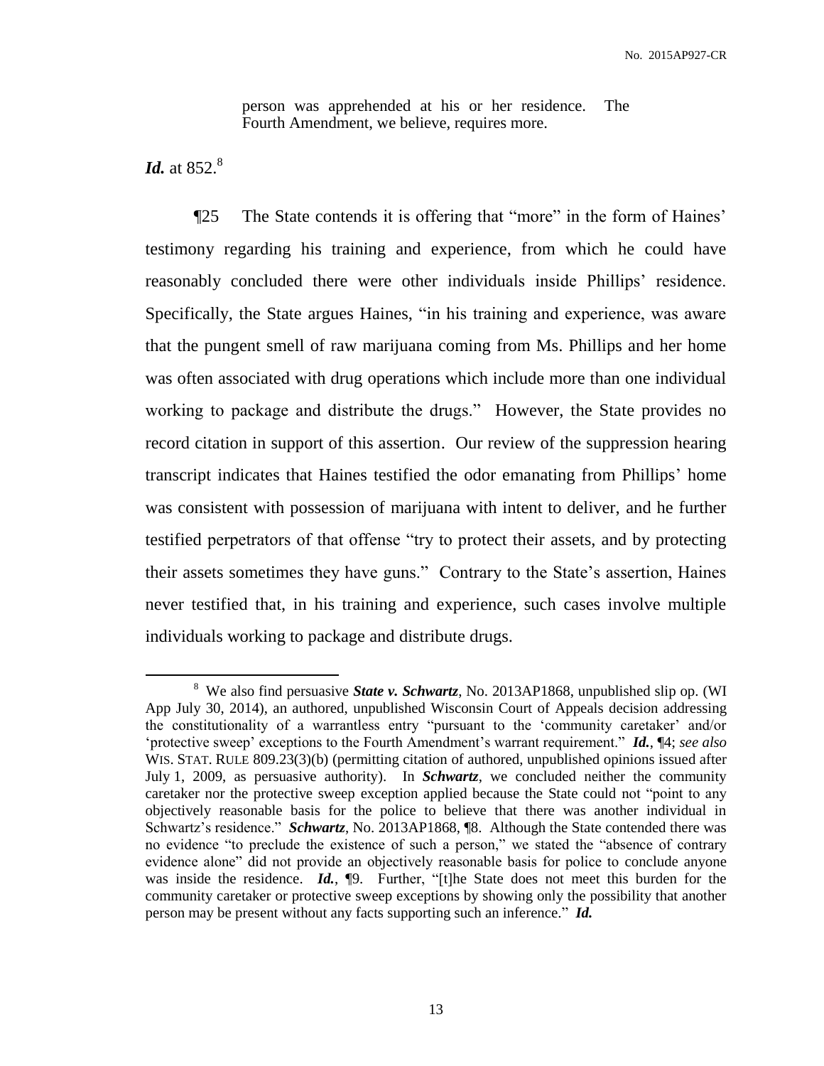> person was apprehended at his or her residence. The Fourth Amendment, we believe, requires more.

***Id.*** at 852.[8]

¶25 The State contends it is offering that "more" in the form of Haines' testimony regarding his training and experience, from which he could have reasonably concluded there were other individuals inside Phillips' residence. Specifically, the State argues Haines, "in his training and experience, was aware that the pungent smell of raw marijuana coming from Ms. Phillips and her home was often associated with drug operations which include more than one individual working to package and distribute the drugs." However, the State provides no record citation in support of this assertion. Our review of the suppression hearing transcript indicates that Haines testified the odor emanating from Phillips' home was consistent with possession of marijuana with intent to deliver, and he further testified perpetrators of that offense "try to protect their assets, and by protecting their assets sometimes they have guns." Contrary to the State's assertion, Haines never testified that, in his training and experience, such cases involve multiple individuals working to package and distribute drugs.

---

[8] We also find persuasive ***State v. Schwartz***, No. 2013AP1868, unpublished slip op. (WI App July 30, 2014), an authored, unpublished Wisconsin Court of Appeals decision addressing the constitutionality of a warrantless entry "pursuant to the 'community caretaker' and/or 'protective sweep' exceptions to the Fourth Amendment's warrant requirement." ***Id.***, ¶4; *see also* WIS. STAT. RULE 809.23(3)(b) (permitting citation of authored, unpublished opinions issued after July 1, 2009, as persuasive authority). In ***Schwartz***, we concluded neither the community caretaker nor the protective sweep exception applied because the State could not "point to any objectively reasonable basis for the police to believe that there was another individual in Schwartz's residence." ***Schwartz***, No. 2013AP1868, ¶8. Although the State contended there was no evidence "to preclude the existence of such a person," we stated the "absence of contrary evidence alone" did not provide an objectively reasonable basis for police to conclude anyone was inside the residence. ***Id.***, ¶9. Further, "[t]he State does not meet this burden for the community caretaker or protective sweep exceptions by showing only the possibility that another person may be present without any facts supporting such an inference." ***Id.***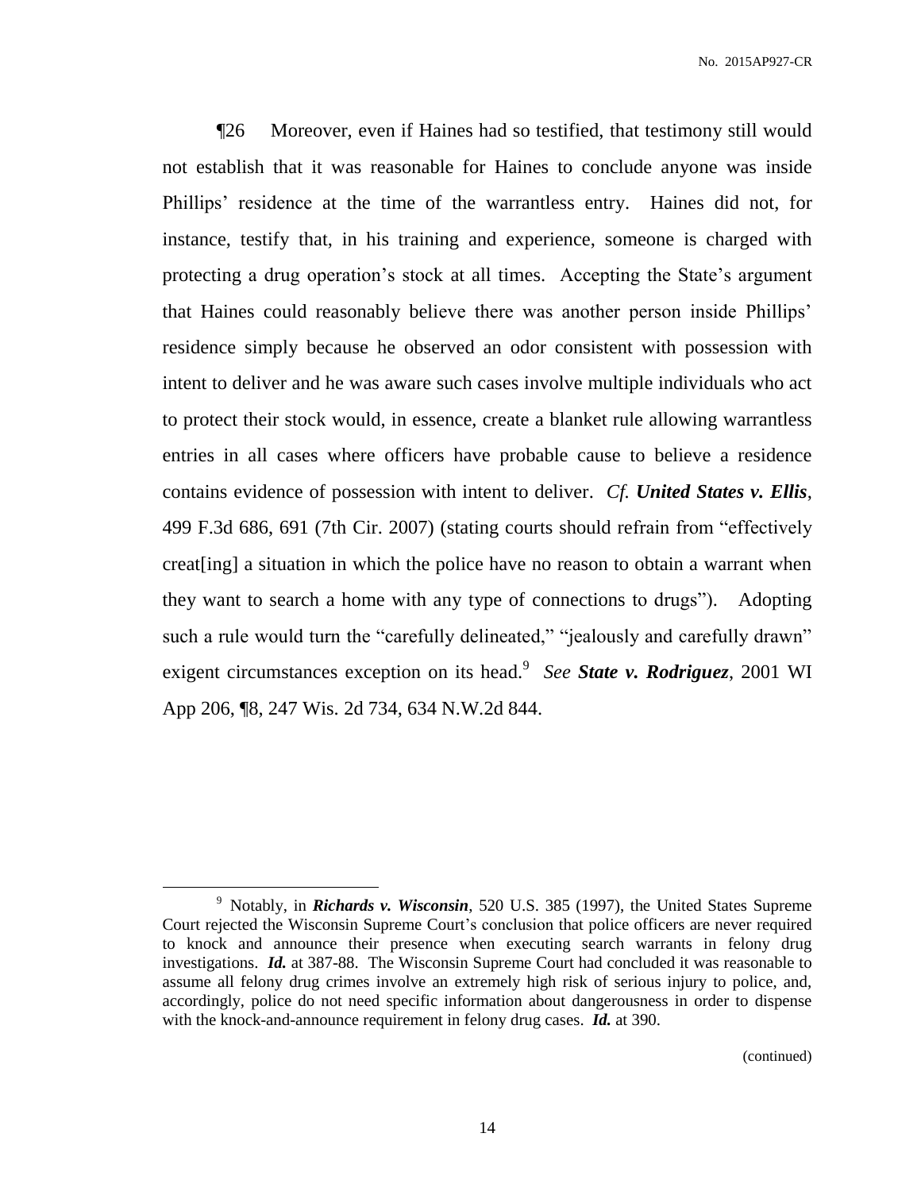¶26 Moreover, even if Haines had so testified, that testimony still would not establish that it was reasonable for Haines to conclude anyone was inside Phillips' residence at the time of the warrantless entry. Haines did not, for instance, testify that, in his training and experience, someone is charged with protecting a drug operation's stock at all times. Accepting the State's argument that Haines could reasonably believe there was another person inside Phillips' residence simply because he observed an odor consistent with possession with intent to deliver and he was aware such cases involve multiple individuals who act to protect their stock would, in essence, create a blanket rule allowing warrantless entries in all cases where officers have probable cause to believe a residence contains evidence of possession with intent to deliver. *Cf.* ***United States v. Ellis***, 499 F.3d 686, 691 (7th Cir. 2007) (stating courts should refrain from "effectively creat[ing] a situation in which the police have no reason to obtain a warrant when they want to search a home with any type of connections to drugs"). Adopting such a rule would turn the "carefully delineated," "jealously and carefully drawn" exigent circumstances exception on its head.[9] *See* ***State v. Rodriguez***, 2001 WI App 206, ¶8, 247 Wis. 2d 734, 634 N.W.2d 844.

---

[9] Notably, in ***Richards v. Wisconsin***, 520 U.S. 385 (1997), the United States Supreme Court rejected the Wisconsin Supreme Court's conclusion that police officers are never required to knock and announce their presence when executing search warrants in felony drug investigations. ***Id.*** at 387-88. The Wisconsin Supreme Court had concluded it was reasonable to assume all felony drug crimes involve an extremely high risk of serious injury to police, and, accordingly, police do not need specific information about dangerousness in order to dispense with the knock-and-announce requirement in felony drug cases. ***Id.*** at 390.

(continued)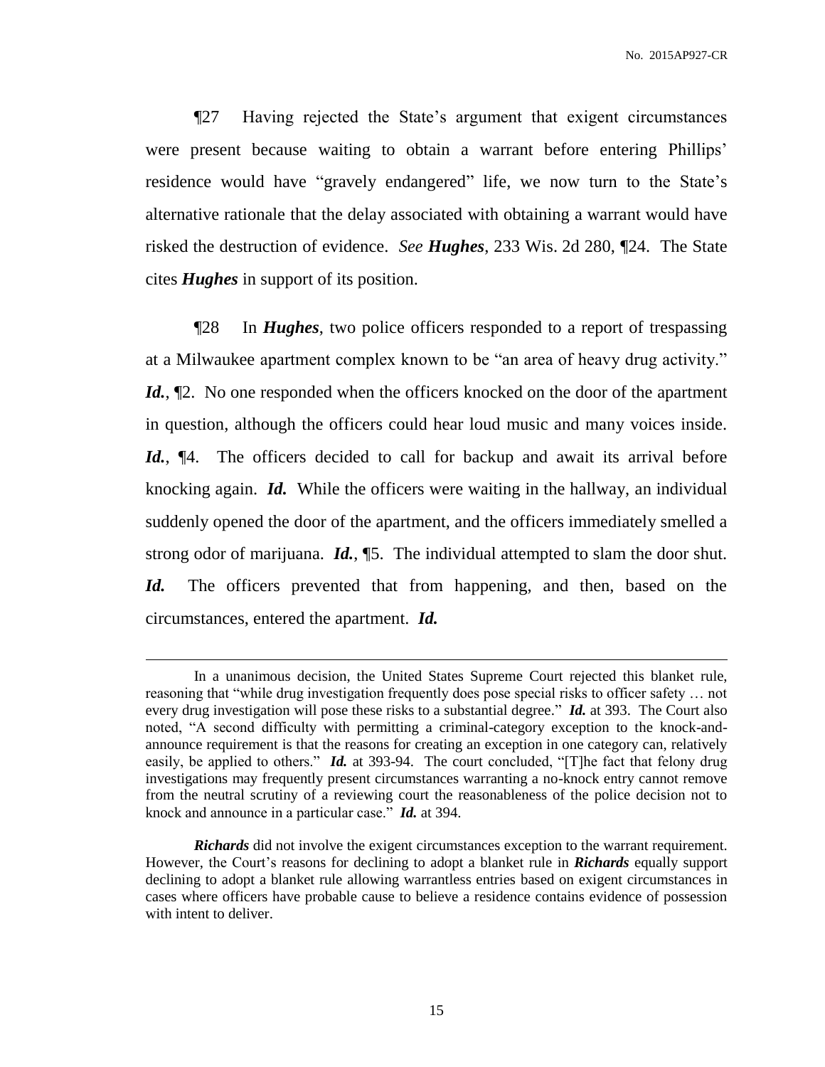¶27 Having rejected the State's argument that exigent circumstances were present because waiting to obtain a warrant before entering Phillips' residence would have "gravely endangered" life, we now turn to the State's alternative rationale that the delay associated with obtaining a warrant would have risked the destruction of evidence. *See* ***Hughes***, 233 Wis. 2d 280, ¶24. The State cites ***Hughes*** in support of its position.

¶28 In ***Hughes***, two police officers responded to a report of trespassing at a Milwaukee apartment complex known to be "an area of heavy drug activity." ***Id.***, ¶2. No one responded when the officers knocked on the door of the apartment in question, although the officers could hear loud music and many voices inside. ***Id.***, ¶4. The officers decided to call for backup and await its arrival before knocking again. ***Id.*** While the officers were waiting in the hallway, an individual suddenly opened the door of the apartment, and the officers immediately smelled a strong odor of marijuana. ***Id.***, ¶5. The individual attempted to slam the door shut. ***Id.*** The officers prevented that from happening, and then, based on the circumstances, entered the apartment. ***Id.***

---

In a unanimous decision, the United States Supreme Court rejected this blanket rule, reasoning that "while drug investigation frequently does pose special risks to officer safety … not every drug investigation will pose these risks to a substantial degree." ***Id.*** at 393. The Court also noted, "A second difficulty with permitting a criminal-category exception to the knock-and-announce requirement is that the reasons for creating an exception in one category can, relatively easily, be applied to others." ***Id.*** at 393-94. The court concluded, "[T]he fact that felony drug investigations may frequently present circumstances warranting a no-knock entry cannot remove from the neutral scrutiny of a reviewing court the reasonableness of the police decision not to knock and announce in a particular case." ***Id.*** at 394.

***Richards*** did not involve the exigent circumstances exception to the warrant requirement. However, the Court's reasons for declining to adopt a blanket rule in ***Richards*** equally support declining to adopt a blanket rule allowing warrantless entries based on exigent circumstances in cases where officers have probable cause to believe a residence contains evidence of possession with intent to deliver.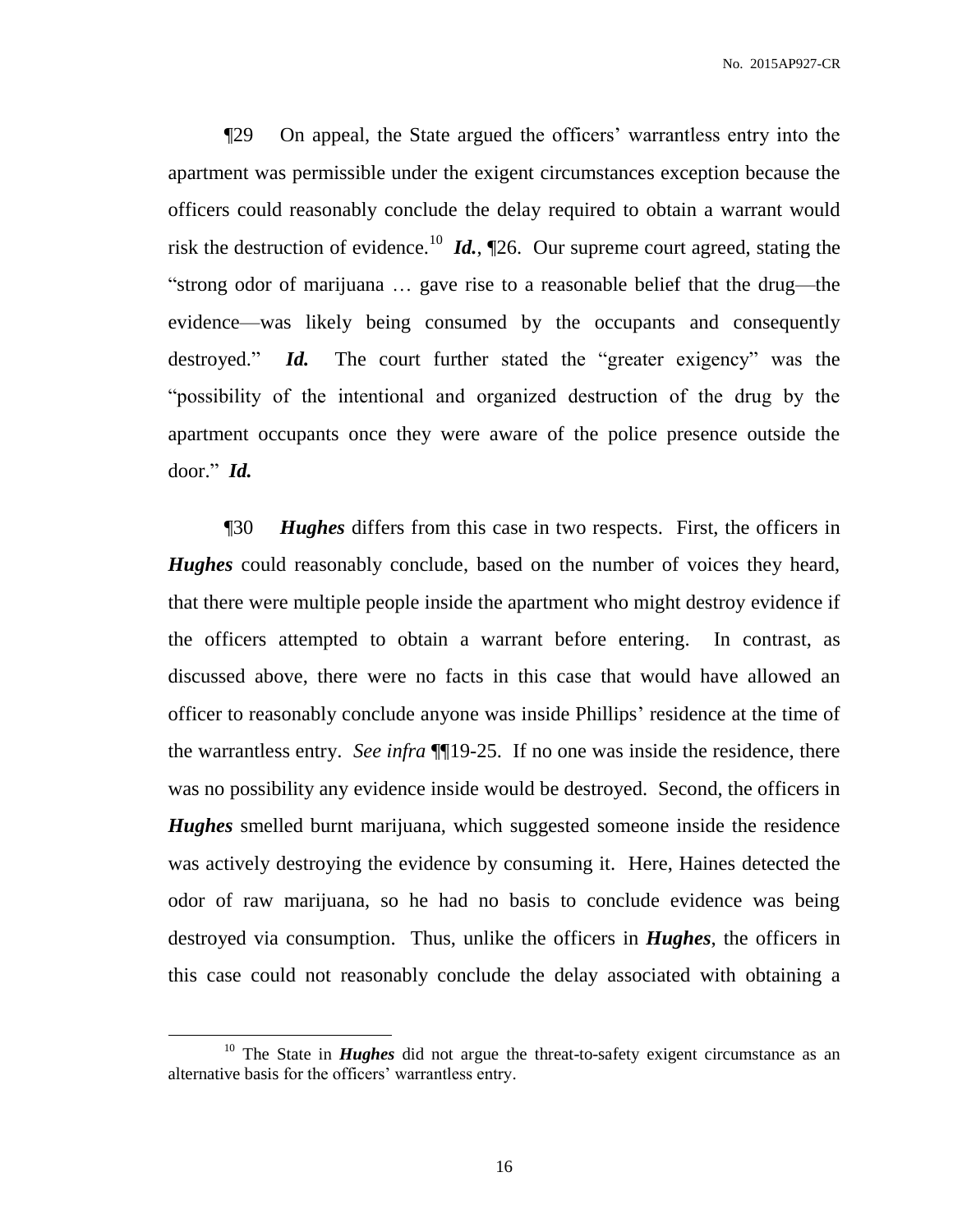¶29 On appeal, the State argued the officers' warrantless entry into the apartment was permissible under the exigent circumstances exception because the officers could reasonably conclude the delay required to obtain a warrant would risk the destruction of evidence.[10] ***Id.***, ¶26. Our supreme court agreed, stating the "strong odor of marijuana … gave rise to a reasonable belief that the drug—the evidence—was likely being consumed by the occupants and consequently destroyed." ***Id.*** The court further stated the "greater exigency" was the "possibility of the intentional and organized destruction of the drug by the apartment occupants once they were aware of the police presence outside the door." ***Id.***

¶30 ***Hughes*** differs from this case in two respects. First, the officers in ***Hughes*** could reasonably conclude, based on the number of voices they heard, that there were multiple people inside the apartment who might destroy evidence if the officers attempted to obtain a warrant before entering. In contrast, as discussed above, there were no facts in this case that would have allowed an officer to reasonably conclude anyone was inside Phillips' residence at the time of the warrantless entry. *See infra* ¶¶19-25. If no one was inside the residence, there was no possibility any evidence inside would be destroyed. Second, the officers in ***Hughes*** smelled burnt marijuana, which suggested someone inside the residence was actively destroying the evidence by consuming it. Here, Haines detected the odor of raw marijuana, so he had no basis to conclude evidence was being destroyed via consumption. Thus, unlike the officers in ***Hughes***, the officers in this case could not reasonably conclude the delay associated with obtaining a

---

[10] The State in ***Hughes*** did not argue the threat-to-safety exigent circumstance as an alternative basis for the officers' warrantless entry.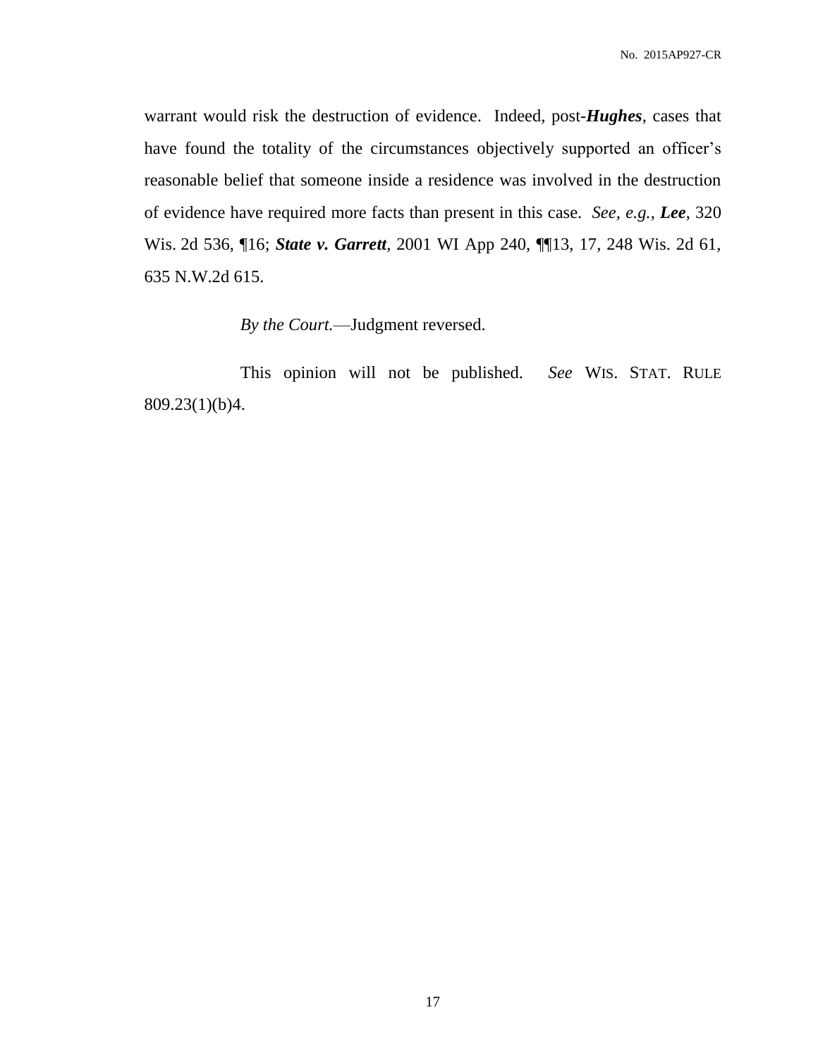warrant would risk the destruction of evidence. Indeed, post-***Hughes***, cases that have found the totality of the circumstances objectively supported an officer's reasonable belief that someone inside a residence was involved in the destruction of evidence have required more facts than present in this case. *See, e.g.*, ***Lee***, 320 Wis. 2d 536, ¶16; ***State v. Garrett***, 2001 WI App 240, ¶¶13, 17, 248 Wis. 2d 61, 635 N.W.2d 615.

*By the Court.*—Judgment reversed.

This opinion will not be published. *See* WIS. STAT. RULE 809.23(1)(b)4.